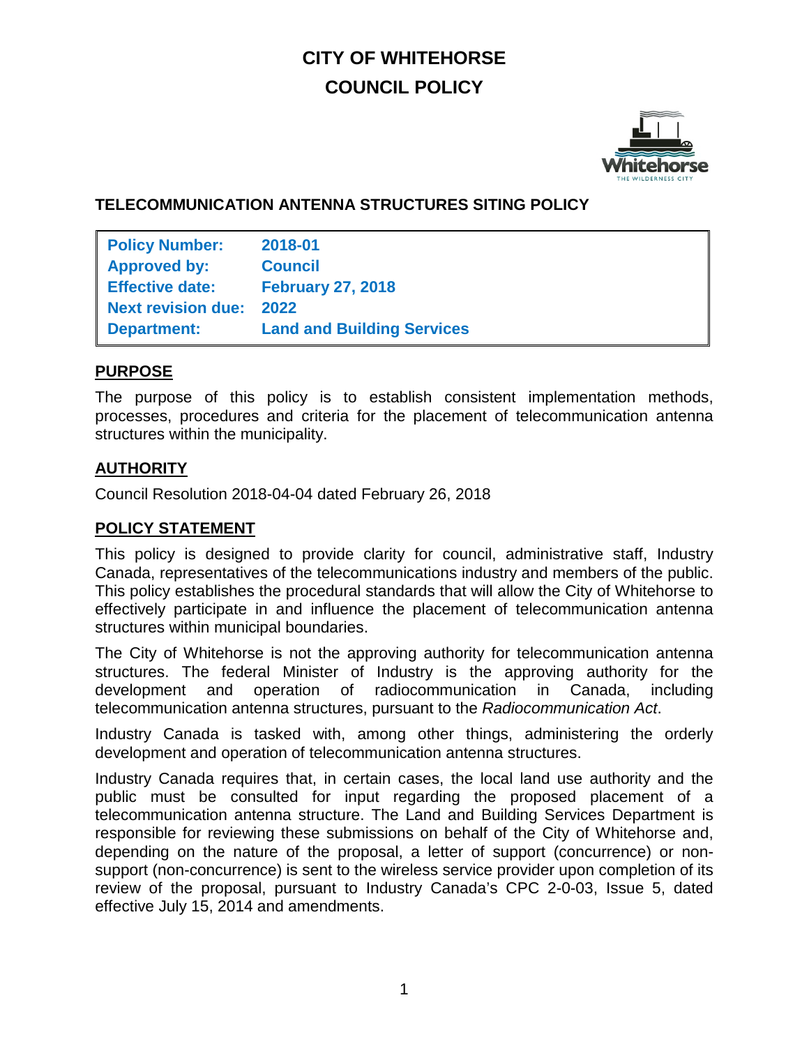# CITY OF WHITEHORSE
# COUNCIL POLICY

## TELECOMMUNICATION ANTENNA STRUCTURES SITING POLICY

| | |
|---|---|
| **Policy Number:** | **2018-01** |
| **Approved by:** | **Council** |
| **Effective date:** | **February 27, 2018** |
| **Next revision due:** | **2022** |
| **Department:** | **Land and Building Services** |

### PURPOSE

The purpose of this policy is to establish consistent implementation methods, processes, procedures and criteria for the placement of telecommunication antenna structures within the municipality.

### AUTHORITY

Council Resolution 2018-04-04 dated February 26, 2018

### POLICY STATEMENT

This policy is designed to provide clarity for council, administrative staff, Industry Canada, representatives of the telecommunications industry and members of the public. This policy establishes the procedural standards that will allow the City of Whitehorse to effectively participate in and influence the placement of telecommunication antenna structures within municipal boundaries.

The City of Whitehorse is not the approving authority for telecommunication antenna structures. The federal Minister of Industry is the approving authority for the development and operation of radiocommunication in Canada, including telecommunication antenna structures, pursuant to the *Radiocommunication Act*.

Industry Canada is tasked with, among other things, administering the orderly development and operation of telecommunication antenna structures.

Industry Canada requires that, in certain cases, the local land use authority and the public must be consulted for input regarding the proposed placement of a telecommunication antenna structure. The Land and Building Services Department is responsible for reviewing these submissions on behalf of the City of Whitehorse and, depending on the nature of the proposal, a letter of support (concurrence) or non-support (non-concurrence) is sent to the wireless service provider upon completion of its review of the proposal, pursuant to Industry Canada's CPC 2-0-03, Issue 5, dated effective July 15, 2014 and amendments.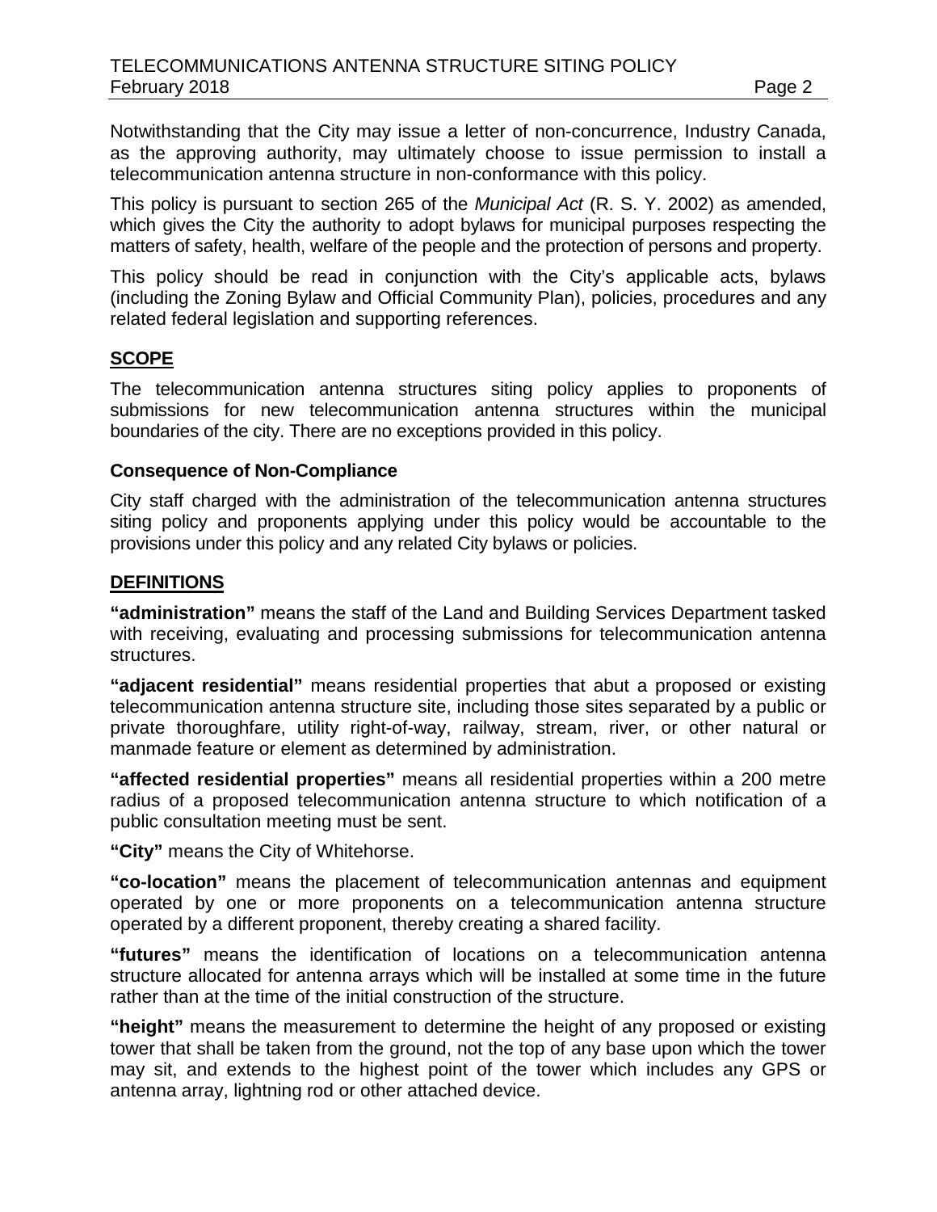Notwithstanding that the City may issue a letter of non-concurrence, Industry Canada, as the approving authority, may ultimately choose to issue permission to install a telecommunication antenna structure in non-conformance with this policy.

This policy is pursuant to section 265 of the *Municipal Act* (R. S. Y. 2002) as amended, which gives the City the authority to adopt bylaws for municipal purposes respecting the matters of safety, health, welfare of the people and the protection of persons and property.

This policy should be read in conjunction with the City's applicable acts, bylaws (including the Zoning Bylaw and Official Community Plan), policies, procedures and any related federal legislation and supporting references.

## SCOPE

The telecommunication antenna structures siting policy applies to proponents of submissions for new telecommunication antenna structures within the municipal boundaries of the city. There are no exceptions provided in this policy.

### Consequence of Non-Compliance

City staff charged with the administration of the telecommunication antenna structures siting policy and proponents applying under this policy would be accountable to the provisions under this policy and any related City bylaws or policies.

## DEFINITIONS

**"administration"** means the staff of the Land and Building Services Department tasked with receiving, evaluating and processing submissions for telecommunication antenna structures.

**"adjacent residential"** means residential properties that abut a proposed or existing telecommunication antenna structure site, including those sites separated by a public or private thoroughfare, utility right-of-way, railway, stream, river, or other natural or manmade feature or element as determined by administration.

**"affected residential properties"** means all residential properties within a 200 metre radius of a proposed telecommunication antenna structure to which notification of a public consultation meeting must be sent.

**"City"** means the City of Whitehorse.

**"co-location"** means the placement of telecommunication antennas and equipment operated by one or more proponents on a telecommunication antenna structure operated by a different proponent, thereby creating a shared facility.

**"futures"** means the identification of locations on a telecommunication antenna structure allocated for antenna arrays which will be installed at some time in the future rather than at the time of the initial construction of the structure.

**"height"** means the measurement to determine the height of any proposed or existing tower that shall be taken from the ground, not the top of any base upon which the tower may sit, and extends to the highest point of the tower which includes any GPS or antenna array, lightning rod or other attached device.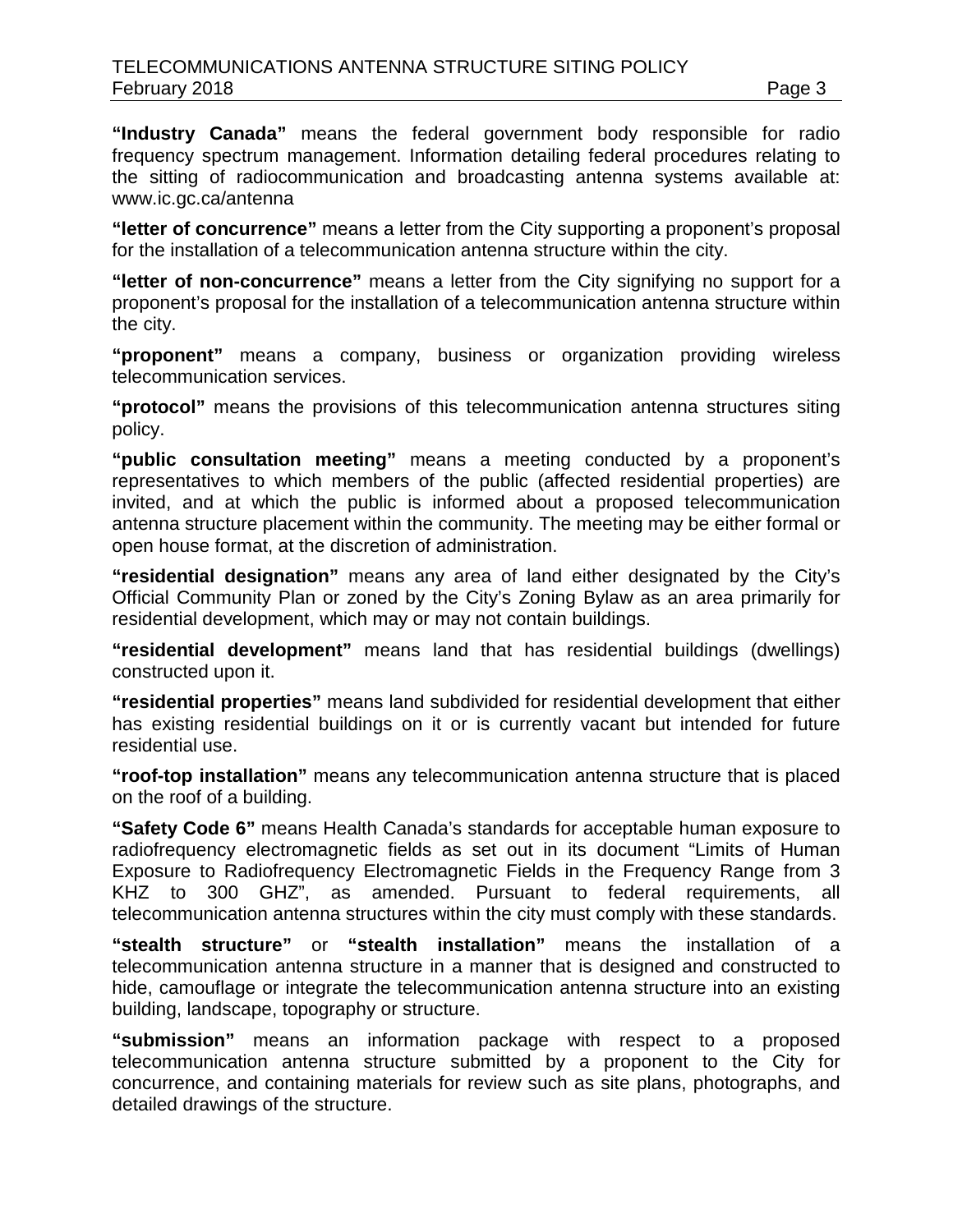**"Industry Canada"** means the federal government body responsible for radio frequency spectrum management. Information detailing federal procedures relating to the sitting of radiocommunication and broadcasting antenna systems available at: www.ic.gc.ca/antenna

**"letter of concurrence"** means a letter from the City supporting a proponent's proposal for the installation of a telecommunication antenna structure within the city.

**"letter of non-concurrence"** means a letter from the City signifying no support for a proponent's proposal for the installation of a telecommunication antenna structure within the city.

**"proponent"** means a company, business or organization providing wireless telecommunication services.

**"protocol"** means the provisions of this telecommunication antenna structures siting policy.

**"public consultation meeting"** means a meeting conducted by a proponent's representatives to which members of the public (affected residential properties) are invited, and at which the public is informed about a proposed telecommunication antenna structure placement within the community. The meeting may be either formal or open house format, at the discretion of administration.

**"residential designation"** means any area of land either designated by the City's Official Community Plan or zoned by the City's Zoning Bylaw as an area primarily for residential development, which may or may not contain buildings.

**"residential development"** means land that has residential buildings (dwellings) constructed upon it.

**"residential properties"** means land subdivided for residential development that either has existing residential buildings on it or is currently vacant but intended for future residential use.

**"roof-top installation"** means any telecommunication antenna structure that is placed on the roof of a building.

**"Safety Code 6"** means Health Canada's standards for acceptable human exposure to radiofrequency electromagnetic fields as set out in its document "Limits of Human Exposure to Radiofrequency Electromagnetic Fields in the Frequency Range from 3 KHZ to 300 GHZ", as amended. Pursuant to federal requirements, all telecommunication antenna structures within the city must comply with these standards.

**"stealth structure"** or **"stealth installation"** means the installation of a telecommunication antenna structure in a manner that is designed and constructed to hide, camouflage or integrate the telecommunication antenna structure into an existing building, landscape, topography or structure.

**"submission"** means an information package with respect to a proposed telecommunication antenna structure submitted by a proponent to the City for concurrence, and containing materials for review such as site plans, photographs, and detailed drawings of the structure.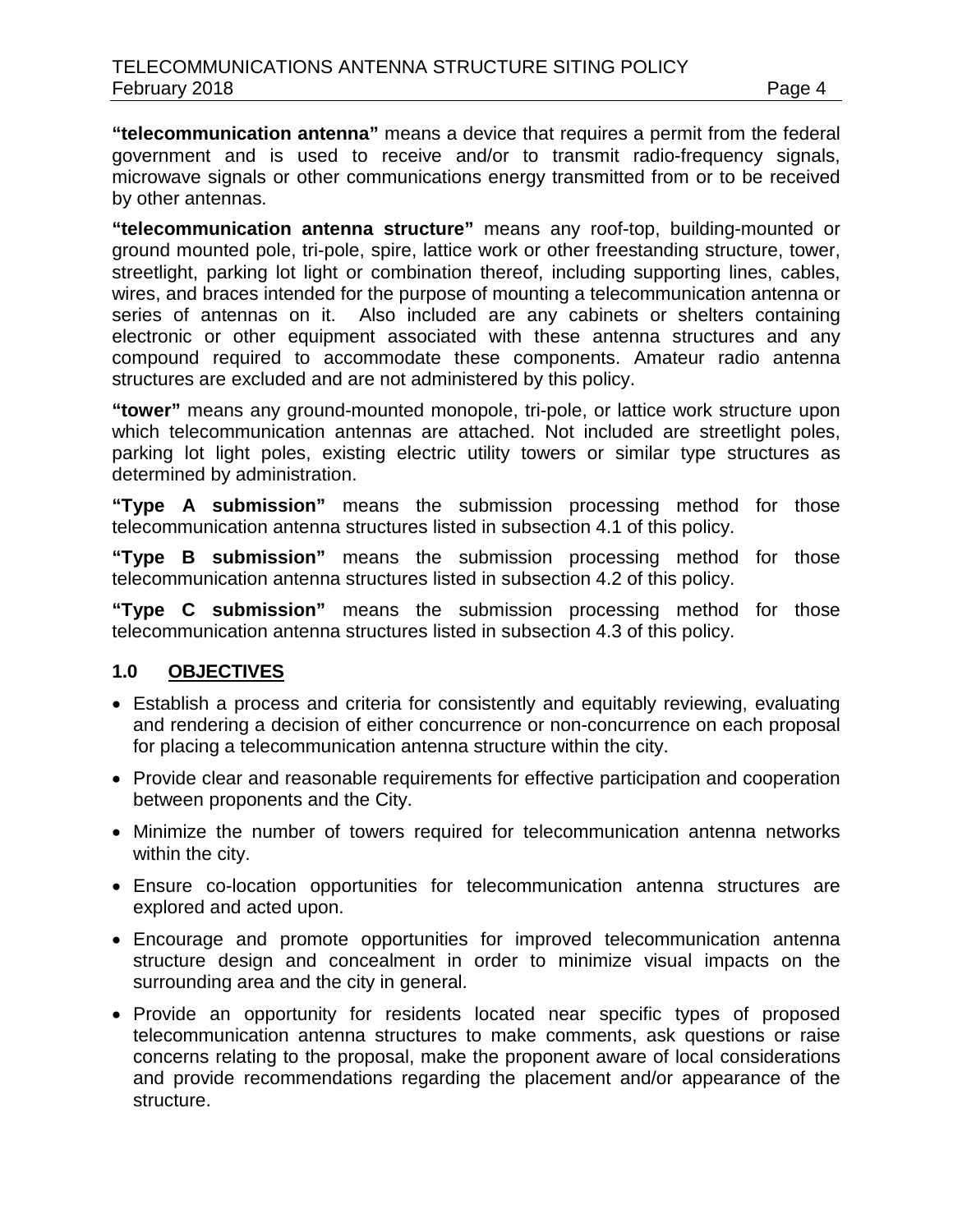**"telecommunication antenna"** means a device that requires a permit from the federal government and is used to receive and/or to transmit radio-frequency signals, microwave signals or other communications energy transmitted from or to be received by other antennas.

**"telecommunication antenna structure"** means any roof-top, building-mounted or ground mounted pole, tri-pole, spire, lattice work or other freestanding structure, tower, streetlight, parking lot light or combination thereof, including supporting lines, cables, wires, and braces intended for the purpose of mounting a telecommunication antenna or series of antennas on it. Also included are any cabinets or shelters containing electronic or other equipment associated with these antenna structures and any compound required to accommodate these components. Amateur radio antenna structures are excluded and are not administered by this policy.

**"tower"** means any ground-mounted monopole, tri-pole, or lattice work structure upon which telecommunication antennas are attached. Not included are streetlight poles, parking lot light poles, existing electric utility towers or similar type structures as determined by administration.

**"Type A submission"** means the submission processing method for those telecommunication antenna structures listed in subsection 4.1 of this policy.

**"Type B submission"** means the submission processing method for those telecommunication antenna structures listed in subsection 4.2 of this policy.

**"Type C submission"** means the submission processing method for those telecommunication antenna structures listed in subsection 4.3 of this policy.

## 1.0 OBJECTIVES

- Establish a process and criteria for consistently and equitably reviewing, evaluating and rendering a decision of either concurrence or non-concurrence on each proposal for placing a telecommunication antenna structure within the city.
- Provide clear and reasonable requirements for effective participation and cooperation between proponents and the City.
- Minimize the number of towers required for telecommunication antenna networks within the city.
- Ensure co-location opportunities for telecommunication antenna structures are explored and acted upon.
- Encourage and promote opportunities for improved telecommunication antenna structure design and concealment in order to minimize visual impacts on the surrounding area and the city in general.
- Provide an opportunity for residents located near specific types of proposed telecommunication antenna structures to make comments, ask questions or raise concerns relating to the proposal, make the proponent aware of local considerations and provide recommendations regarding the placement and/or appearance of the structure.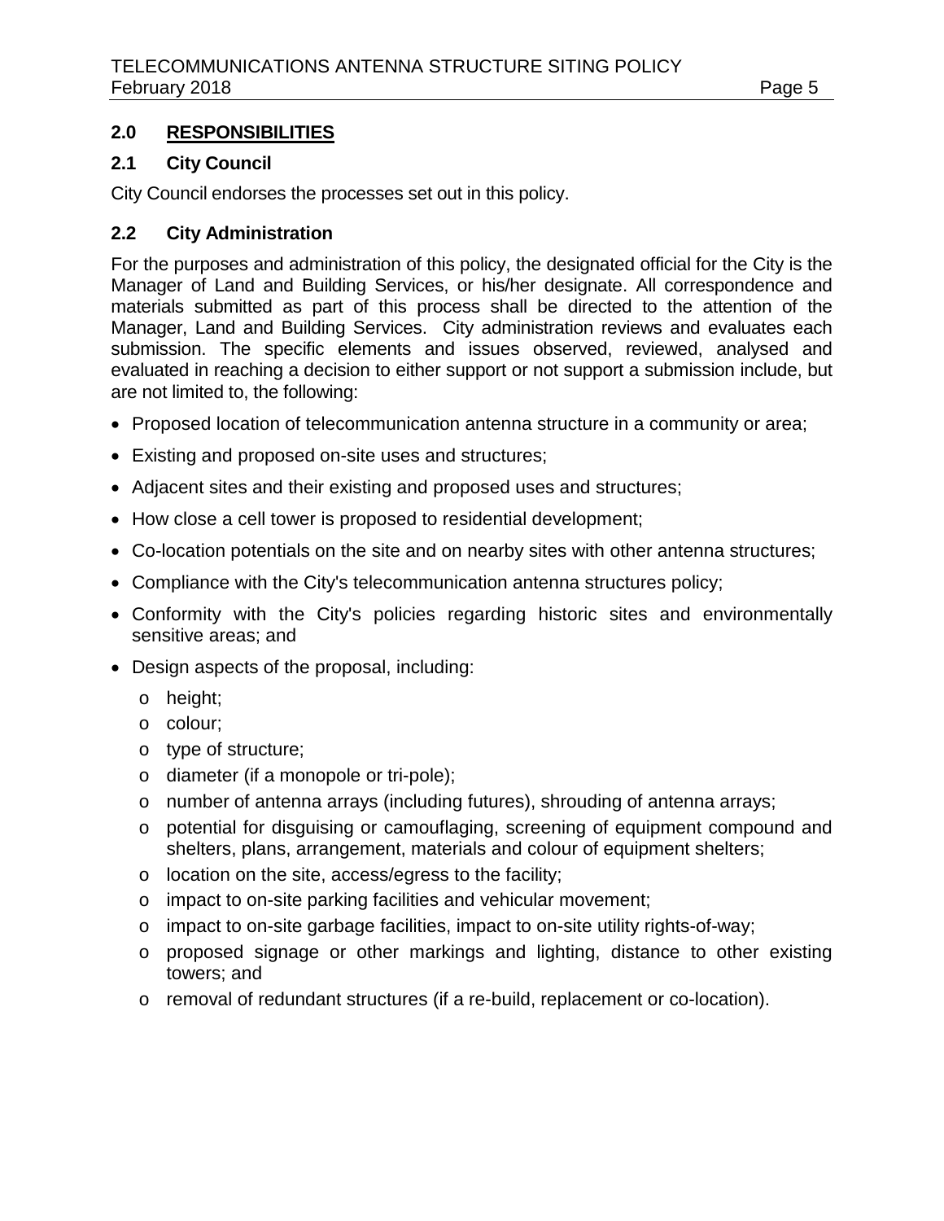## 2.0 RESPONSIBILITIES

### 2.1 City Council

City Council endorses the processes set out in this policy.

### 2.2 City Administration

For the purposes and administration of this policy, the designated official for the City is the Manager of Land and Building Services, or his/her designate. All correspondence and materials submitted as part of this process shall be directed to the attention of the Manager, Land and Building Services. City administration reviews and evaluates each submission. The specific elements and issues observed, reviewed, analysed and evaluated in reaching a decision to either support or not support a submission include, but are not limited to, the following:

- Proposed location of telecommunication antenna structure in a community or area;
- Existing and proposed on-site uses and structures;
- Adjacent sites and their existing and proposed uses and structures;
- How close a cell tower is proposed to residential development;
- Co-location potentials on the site and on nearby sites with other antenna structures;
- Compliance with the City's telecommunication antenna structures policy;
- Conformity with the City's policies regarding historic sites and environmentally sensitive areas; and
- Design aspects of the proposal, including:
  - height;
  - colour;
  - type of structure;
  - diameter (if a monopole or tri-pole);
  - number of antenna arrays (including futures), shrouding of antenna arrays;
  - potential for disguising or camouflaging, screening of equipment compound and shelters, plans, arrangement, materials and colour of equipment shelters;
  - location on the site, access/egress to the facility;
  - impact to on-site parking facilities and vehicular movement;
  - impact to on-site garbage facilities, impact to on-site utility rights-of-way;
  - proposed signage or other markings and lighting, distance to other existing towers; and
  - removal of redundant structures (if a re-build, replacement or co-location).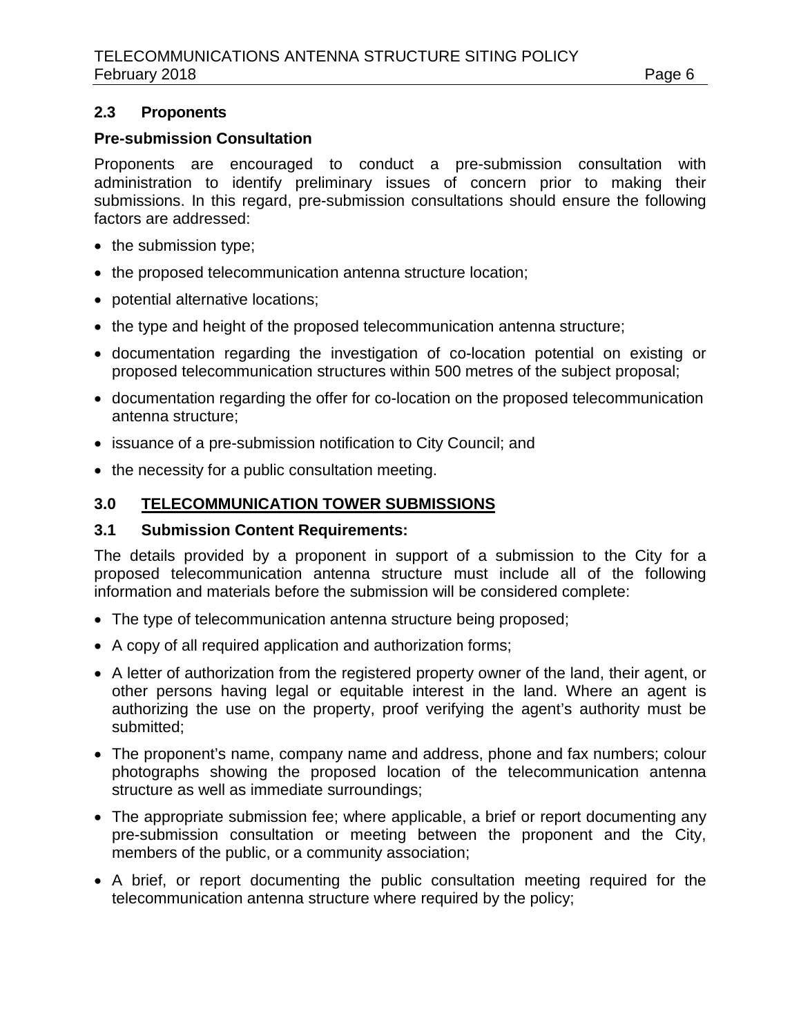### 2.3 Proponents

**Pre-submission Consultation**

Proponents are encouraged to conduct a pre-submission consultation with administration to identify preliminary issues of concern prior to making their submissions. In this regard, pre-submission consultations should ensure the following factors are addressed:

- the submission type;
- the proposed telecommunication antenna structure location;
- potential alternative locations;
- the type and height of the proposed telecommunication antenna structure;
- documentation regarding the investigation of co-location potential on existing or proposed telecommunication structures within 500 metres of the subject proposal;
- documentation regarding the offer for co-location on the proposed telecommunication antenna structure;
- issuance of a pre-submission notification to City Council; and
- the necessity for a public consultation meeting.

## 3.0 <u>TELECOMMUNICATION TOWER SUBMISSIONS</u>

### 3.1 Submission Content Requirements:

The details provided by a proponent in support of a submission to the City for a proposed telecommunication antenna structure must include all of the following information and materials before the submission will be considered complete:

- The type of telecommunication antenna structure being proposed;
- A copy of all required application and authorization forms;
- A letter of authorization from the registered property owner of the land, their agent, or other persons having legal or equitable interest in the land. Where an agent is authorizing the use on the property, proof verifying the agent's authority must be submitted;
- The proponent's name, company name and address, phone and fax numbers; colour photographs showing the proposed location of the telecommunication antenna structure as well as immediate surroundings;
- The appropriate submission fee; where applicable, a brief or report documenting any pre-submission consultation or meeting between the proponent and the City, members of the public, or a community association;
- A brief, or report documenting the public consultation meeting required for the telecommunication antenna structure where required by the policy;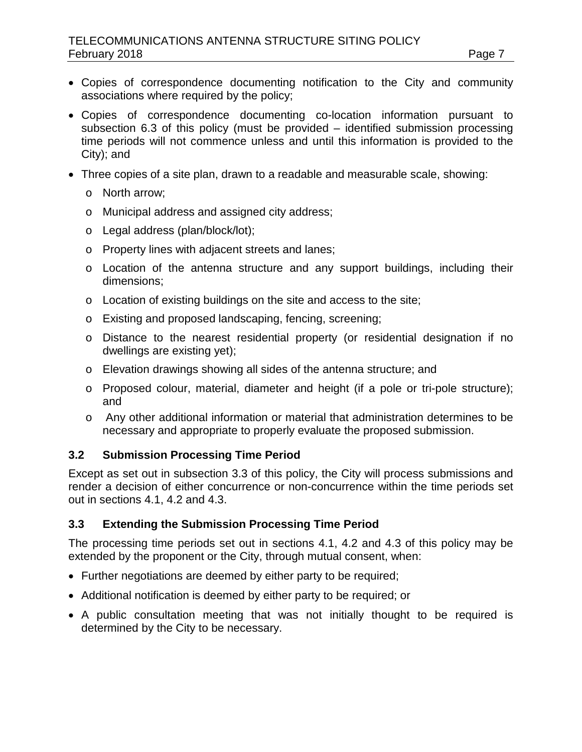- Copies of correspondence documenting notification to the City and community associations where required by the policy;
- Copies of correspondence documenting co-location information pursuant to subsection 6.3 of this policy (must be provided – identified submission processing time periods will not commence unless and until this information is provided to the City); and
- Three copies of a site plan, drawn to a readable and measurable scale, showing:
  - North arrow;
  - Municipal address and assigned city address;
  - Legal address (plan/block/lot);
  - Property lines with adjacent streets and lanes;
  - Location of the antenna structure and any support buildings, including their dimensions;
  - Location of existing buildings on the site and access to the site;
  - Existing and proposed landscaping, fencing, screening;
  - Distance to the nearest residential property (or residential designation if no dwellings are existing yet);
  - Elevation drawings showing all sides of the antenna structure; and
  - Proposed colour, material, diameter and height (if a pole or tri-pole structure); and
  - Any other additional information or material that administration determines to be necessary and appropriate to properly evaluate the proposed submission.

### 3.2 Submission Processing Time Period

Except as set out in subsection 3.3 of this policy, the City will process submissions and render a decision of either concurrence or non-concurrence within the time periods set out in sections 4.1, 4.2 and 4.3.

### 3.3 Extending the Submission Processing Time Period

The processing time periods set out in sections 4.1, 4.2 and 4.3 of this policy may be extended by the proponent or the City, through mutual consent, when:

- Further negotiations are deemed by either party to be required;
- Additional notification is deemed by either party to be required; or
- A public consultation meeting that was not initially thought to be required is determined by the City to be necessary.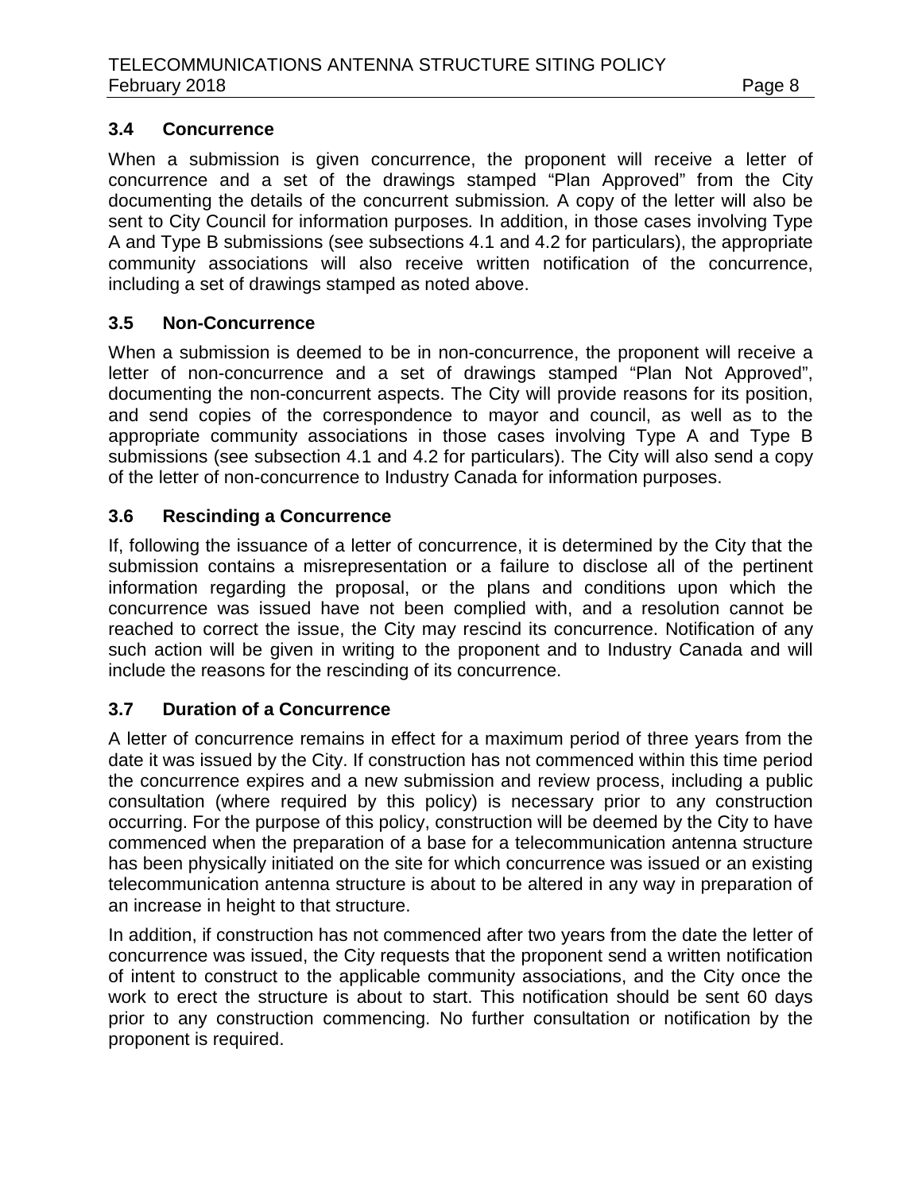### 3.4 Concurrence

When a submission is given concurrence, the proponent will receive a letter of concurrence and a set of the drawings stamped “Plan Approved” from the City documenting the details of the concurrent submission*.* A copy of the letter will also be sent to City Council for information purposes*.* In addition, in those cases involving Type A and Type B submissions (see subsections 4.1 and 4.2 for particulars), the appropriate community associations will also receive written notification of the concurrence, including a set of drawings stamped as noted above.

### 3.5 Non-Concurrence

When a submission is deemed to be in non-concurrence, the proponent will receive a letter of non-concurrence and a set of drawings stamped “Plan Not Approved”, documenting the non-concurrent aspects. The City will provide reasons for its position, and send copies of the correspondence to mayor and council, as well as to the appropriate community associations in those cases involving Type A and Type B submissions (see subsection 4.1 and 4.2 for particulars). The City will also send a copy of the letter of non-concurrence to Industry Canada for information purposes.

### 3.6 Rescinding a Concurrence

If, following the issuance of a letter of concurrence, it is determined by the City that the submission contains a misrepresentation or a failure to disclose all of the pertinent information regarding the proposal, or the plans and conditions upon which the concurrence was issued have not been complied with, and a resolution cannot be reached to correct the issue, the City may rescind its concurrence. Notification of any such action will be given in writing to the proponent and to Industry Canada and will include the reasons for the rescinding of its concurrence.

### 3.7 Duration of a Concurrence

A letter of concurrence remains in effect for a maximum period of three years from the date it was issued by the City. If construction has not commenced within this time period the concurrence expires and a new submission and review process, including a public consultation (where required by this policy) is necessary prior to any construction occurring. For the purpose of this policy, construction will be deemed by the City to have commenced when the preparation of a base for a telecommunication antenna structure has been physically initiated on the site for which concurrence was issued or an existing telecommunication antenna structure is about to be altered in any way in preparation of an increase in height to that structure.

In addition, if construction has not commenced after two years from the date the letter of concurrence was issued, the City requests that the proponent send a written notification of intent to construct to the applicable community associations, and the City once the work to erect the structure is about to start. This notification should be sent 60 days prior to any construction commencing. No further consultation or notification by the proponent is required.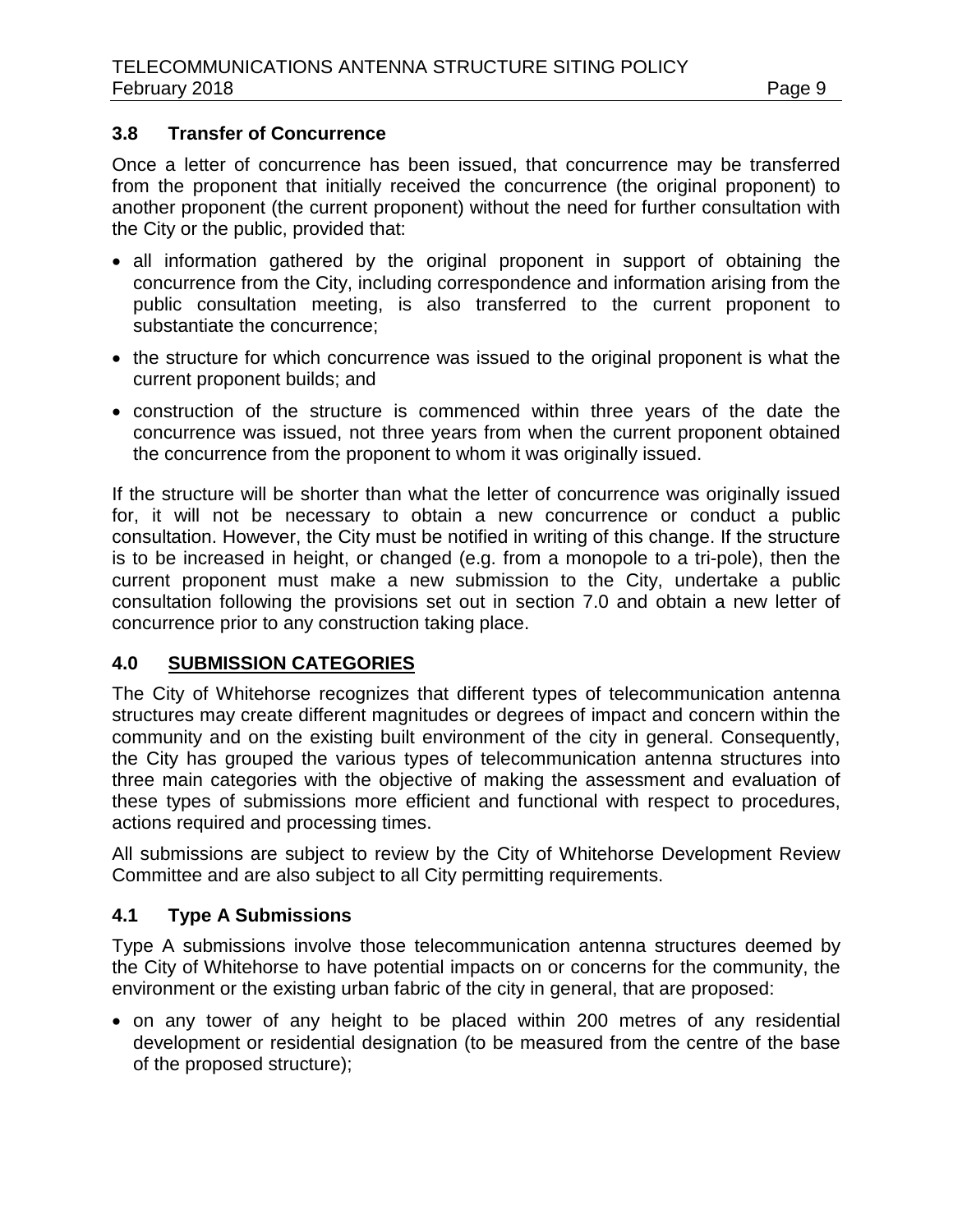### 3.8 Transfer of Concurrence

Once a letter of concurrence has been issued, that concurrence may be transferred from the proponent that initially received the concurrence (the original proponent) to another proponent (the current proponent) without the need for further consultation with the City or the public, provided that:

- all information gathered by the original proponent in support of obtaining the concurrence from the City, including correspondence and information arising from the public consultation meeting, is also transferred to the current proponent to substantiate the concurrence;
- the structure for which concurrence was issued to the original proponent is what the current proponent builds; and
- construction of the structure is commenced within three years of the date the concurrence was issued, not three years from when the current proponent obtained the concurrence from the proponent to whom it was originally issued.

If the structure will be shorter than what the letter of concurrence was originally issued for, it will not be necessary to obtain a new concurrence or conduct a public consultation. However, the City must be notified in writing of this change. If the structure is to be increased in height, or changed (e.g. from a monopole to a tri-pole), then the current proponent must make a new submission to the City, undertake a public consultation following the provisions set out in section 7.0 and obtain a new letter of concurrence prior to any construction taking place.

## 4.0 <u>SUBMISSION CATEGORIES</u>

The City of Whitehorse recognizes that different types of telecommunication antenna structures may create different magnitudes or degrees of impact and concern within the community and on the existing built environment of the city in general. Consequently, the City has grouped the various types of telecommunication antenna structures into three main categories with the objective of making the assessment and evaluation of these types of submissions more efficient and functional with respect to procedures, actions required and processing times.

All submissions are subject to review by the City of Whitehorse Development Review Committee and are also subject to all City permitting requirements.

### 4.1 Type A Submissions

Type A submissions involve those telecommunication antenna structures deemed by the City of Whitehorse to have potential impacts on or concerns for the community, the environment or the existing urban fabric of the city in general, that are proposed:

- on any tower of any height to be placed within 200 metres of any residential development or residential designation (to be measured from the centre of the base of the proposed structure);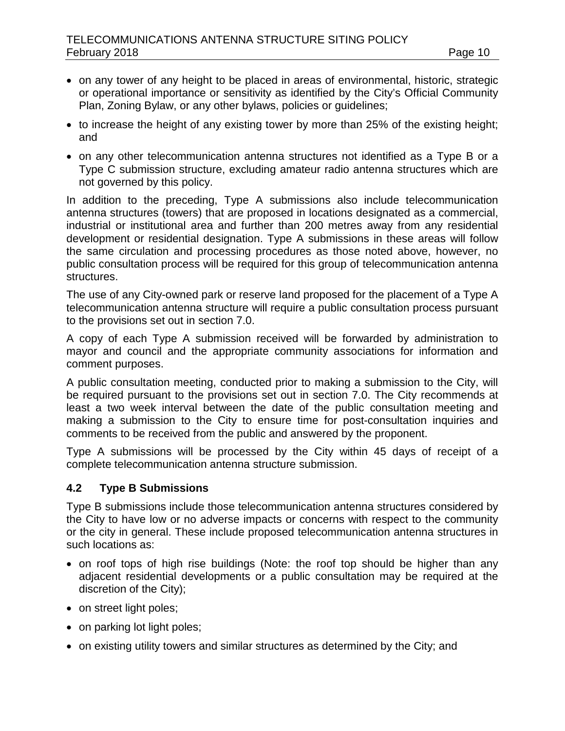- on any tower of any height to be placed in areas of environmental, historic, strategic or operational importance or sensitivity as identified by the City's Official Community Plan, Zoning Bylaw, or any other bylaws, policies or guidelines;
- to increase the height of any existing tower by more than 25% of the existing height; and
- on any other telecommunication antenna structures not identified as a Type B or a Type C submission structure, excluding amateur radio antenna structures which are not governed by this policy.

In addition to the preceding, Type A submissions also include telecommunication antenna structures (towers) that are proposed in locations designated as a commercial, industrial or institutional area and further than 200 metres away from any residential development or residential designation. Type A submissions in these areas will follow the same circulation and processing procedures as those noted above, however, no public consultation process will be required for this group of telecommunication antenna structures.

The use of any City-owned park or reserve land proposed for the placement of a Type A telecommunication antenna structure will require a public consultation process pursuant to the provisions set out in section 7.0.

A copy of each Type A submission received will be forwarded by administration to mayor and council and the appropriate community associations for information and comment purposes.

A public consultation meeting, conducted prior to making a submission to the City, will be required pursuant to the provisions set out in section 7.0. The City recommends at least a two week interval between the date of the public consultation meeting and making a submission to the City to ensure time for post-consultation inquiries and comments to be received from the public and answered by the proponent.

Type A submissions will be processed by the City within 45 days of receipt of a complete telecommunication antenna structure submission.

### 4.2 Type B Submissions

Type B submissions include those telecommunication antenna structures considered by the City to have low or no adverse impacts or concerns with respect to the community or the city in general. These include proposed telecommunication antenna structures in such locations as:

- on roof tops of high rise buildings (Note: the roof top should be higher than any adjacent residential developments or a public consultation may be required at the discretion of the City);
- on street light poles;
- on parking lot light poles;
- on existing utility towers and similar structures as determined by the City; and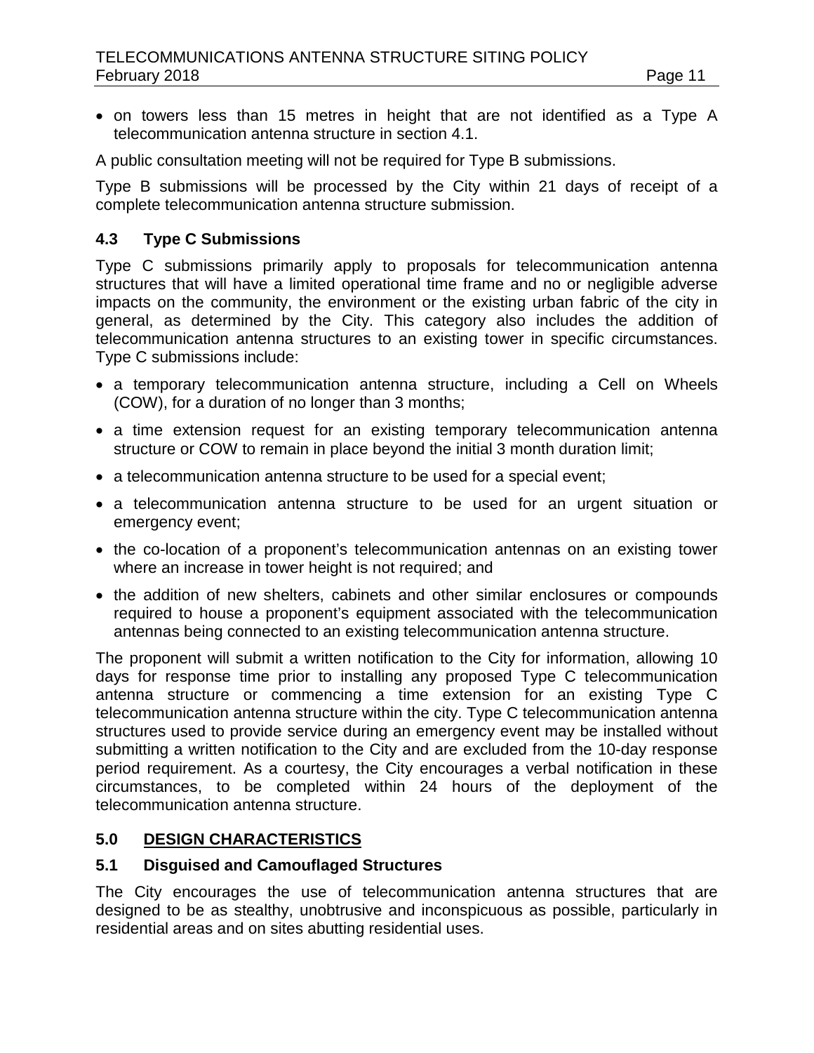- on towers less than 15 metres in height that are not identified as a Type A telecommunication antenna structure in section 4.1.

A public consultation meeting will not be required for Type B submissions.

Type B submissions will be processed by the City within 21 days of receipt of a complete telecommunication antenna structure submission.

### 4.3 Type C Submissions

Type C submissions primarily apply to proposals for telecommunication antenna structures that will have a limited operational time frame and no or negligible adverse impacts on the community, the environment or the existing urban fabric of the city in general, as determined by the City. This category also includes the addition of telecommunication antenna structures to an existing tower in specific circumstances. Type C submissions include:

- a temporary telecommunication antenna structure, including a Cell on Wheels (COW), for a duration of no longer than 3 months;
- a time extension request for an existing temporary telecommunication antenna structure or COW to remain in place beyond the initial 3 month duration limit;
- a telecommunication antenna structure to be used for a special event;
- a telecommunication antenna structure to be used for an urgent situation or emergency event;
- the co-location of a proponent's telecommunication antennas on an existing tower where an increase in tower height is not required; and
- the addition of new shelters, cabinets and other similar enclosures or compounds required to house a proponent's equipment associated with the telecommunication antennas being connected to an existing telecommunication antenna structure.

The proponent will submit a written notification to the City for information, allowing 10 days for response time prior to installing any proposed Type C telecommunication antenna structure or commencing a time extension for an existing Type C telecommunication antenna structure within the city. Type C telecommunication antenna structures used to provide service during an emergency event may be installed without submitting a written notification to the City and are excluded from the 10-day response period requirement. As a courtesy, the City encourages a verbal notification in these circumstances, to be completed within 24 hours of the deployment of the telecommunication antenna structure.

## 5.0 DESIGN CHARACTERISTICS

### 5.1 Disguised and Camouflaged Structures

The City encourages the use of telecommunication antenna structures that are designed to be as stealthy, unobtrusive and inconspicuous as possible, particularly in residential areas and on sites abutting residential uses.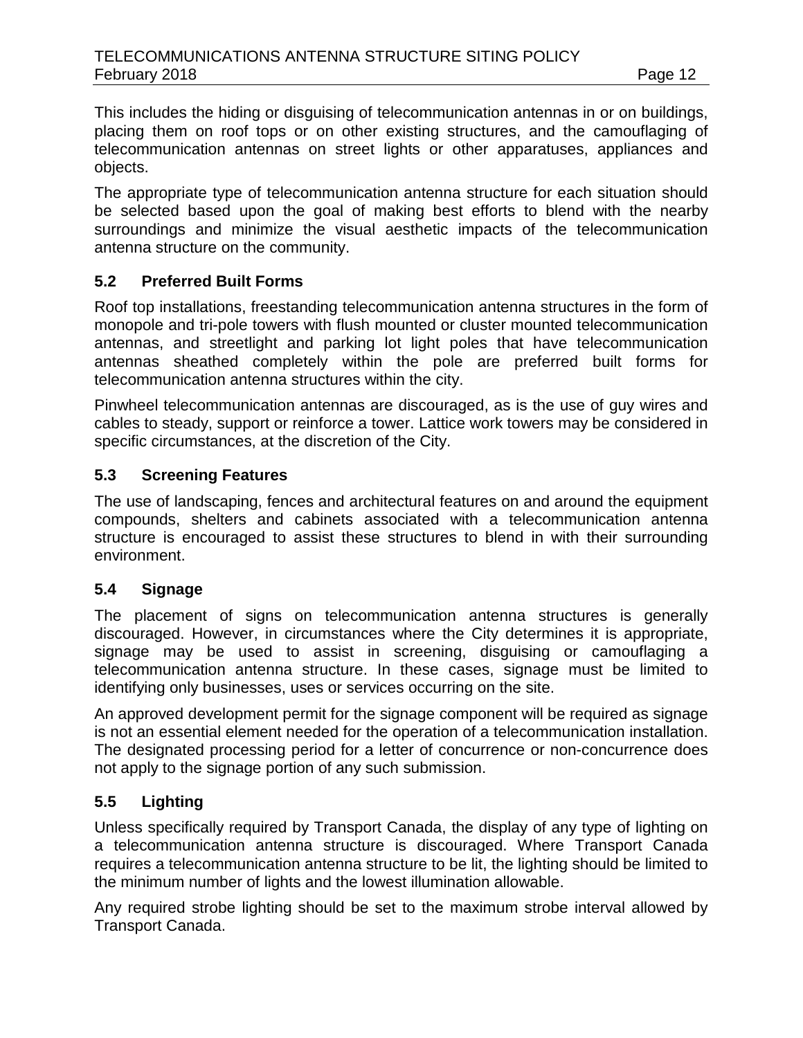This includes the hiding or disguising of telecommunication antennas in or on buildings, placing them on roof tops or on other existing structures, and the camouflaging of telecommunication antennas on street lights or other apparatuses, appliances and objects.

The appropriate type of telecommunication antenna structure for each situation should be selected based upon the goal of making best efforts to blend with the nearby surroundings and minimize the visual aesthetic impacts of the telecommunication antenna structure on the community.

### 5.2 Preferred Built Forms

Roof top installations, freestanding telecommunication antenna structures in the form of monopole and tri-pole towers with flush mounted or cluster mounted telecommunication antennas, and streetlight and parking lot light poles that have telecommunication antennas sheathed completely within the pole are preferred built forms for telecommunication antenna structures within the city.

Pinwheel telecommunication antennas are discouraged, as is the use of guy wires and cables to steady, support or reinforce a tower. Lattice work towers may be considered in specific circumstances, at the discretion of the City.

### 5.3 Screening Features

The use of landscaping, fences and architectural features on and around the equipment compounds, shelters and cabinets associated with a telecommunication antenna structure is encouraged to assist these structures to blend in with their surrounding environment.

### 5.4 Signage

The placement of signs on telecommunication antenna structures is generally discouraged. However, in circumstances where the City determines it is appropriate, signage may be used to assist in screening, disguising or camouflaging a telecommunication antenna structure. In these cases, signage must be limited to identifying only businesses, uses or services occurring on the site.

An approved development permit for the signage component will be required as signage is not an essential element needed for the operation of a telecommunication installation. The designated processing period for a letter of concurrence or non-concurrence does not apply to the signage portion of any such submission.

### 5.5 Lighting

Unless specifically required by Transport Canada, the display of any type of lighting on a telecommunication antenna structure is discouraged. Where Transport Canada requires a telecommunication antenna structure to be lit, the lighting should be limited to the minimum number of lights and the lowest illumination allowable.

Any required strobe lighting should be set to the maximum strobe interval allowed by Transport Canada.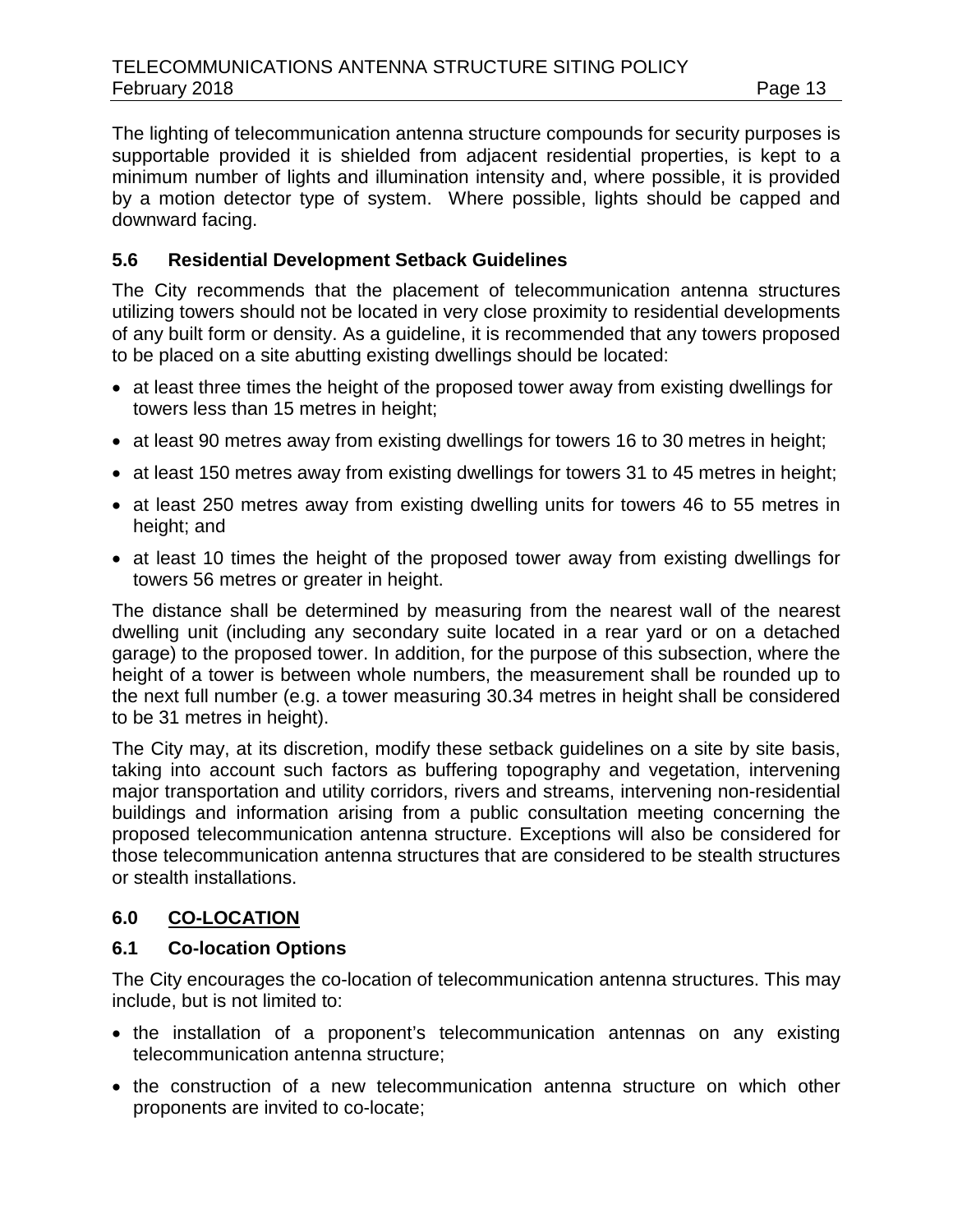The lighting of telecommunication antenna structure compounds for security purposes is supportable provided it is shielded from adjacent residential properties, is kept to a minimum number of lights and illumination intensity and, where possible, it is provided by a motion detector type of system. Where possible, lights should be capped and downward facing.

### 5.6 Residential Development Setback Guidelines

The City recommends that the placement of telecommunication antenna structures utilizing towers should not be located in very close proximity to residential developments of any built form or density. As a guideline, it is recommended that any towers proposed to be placed on a site abutting existing dwellings should be located:

- at least three times the height of the proposed tower away from existing dwellings for towers less than 15 metres in height;
- at least 90 metres away from existing dwellings for towers 16 to 30 metres in height;
- at least 150 metres away from existing dwellings for towers 31 to 45 metres in height;
- at least 250 metres away from existing dwelling units for towers 46 to 55 metres in height; and
- at least 10 times the height of the proposed tower away from existing dwellings for towers 56 metres or greater in height.

The distance shall be determined by measuring from the nearest wall of the nearest dwelling unit (including any secondary suite located in a rear yard or on a detached garage) to the proposed tower. In addition, for the purpose of this subsection, where the height of a tower is between whole numbers, the measurement shall be rounded up to the next full number (e.g. a tower measuring 30.34 metres in height shall be considered to be 31 metres in height).

The City may, at its discretion, modify these setback guidelines on a site by site basis, taking into account such factors as buffering topography and vegetation, intervening major transportation and utility corridors, rivers and streams, intervening non-residential buildings and information arising from a public consultation meeting concerning the proposed telecommunication antenna structure. Exceptions will also be considered for those telecommunication antenna structures that are considered to be stealth structures or stealth installations.

## 6.0 CO-LOCATION

### 6.1 Co-location Options

The City encourages the co-location of telecommunication antenna structures. This may include, but is not limited to:

- the installation of a proponent's telecommunication antennas on any existing telecommunication antenna structure;
- the construction of a new telecommunication antenna structure on which other proponents are invited to co-locate;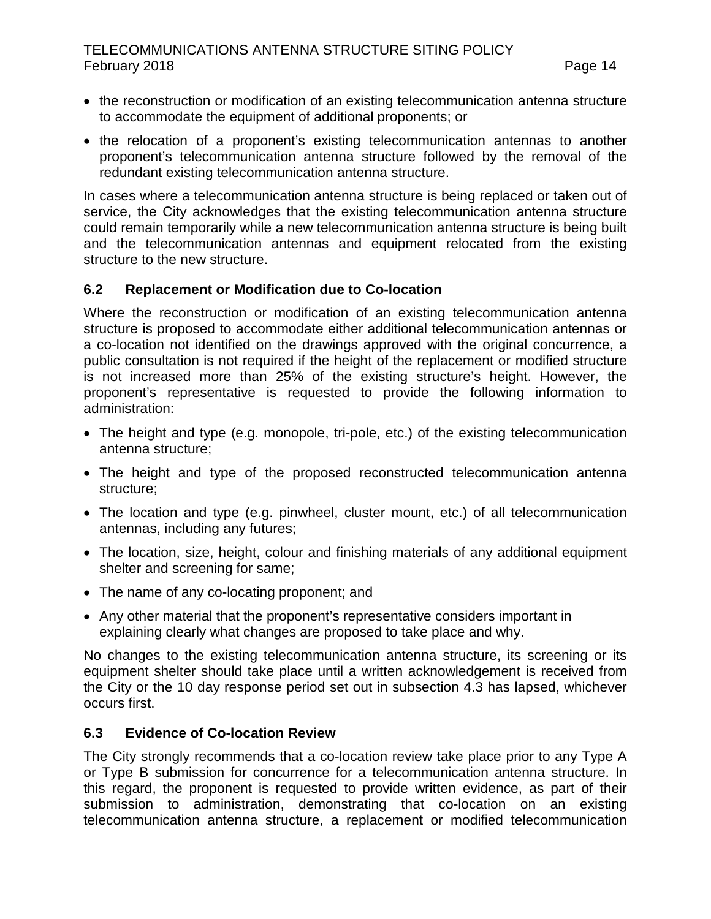- the reconstruction or modification of an existing telecommunication antenna structure to accommodate the equipment of additional proponents; or
- the relocation of a proponent's existing telecommunication antennas to another proponent's telecommunication antenna structure followed by the removal of the redundant existing telecommunication antenna structure.

In cases where a telecommunication antenna structure is being replaced or taken out of service, the City acknowledges that the existing telecommunication antenna structure could remain temporarily while a new telecommunication antenna structure is being built and the telecommunication antennas and equipment relocated from the existing structure to the new structure.

### 6.2 Replacement or Modification due to Co-location

Where the reconstruction or modification of an existing telecommunication antenna structure is proposed to accommodate either additional telecommunication antennas or a co-location not identified on the drawings approved with the original concurrence, a public consultation is not required if the height of the replacement or modified structure is not increased more than 25% of the existing structure's height. However, the proponent's representative is requested to provide the following information to administration:

- The height and type (e.g. monopole, tri-pole, etc.) of the existing telecommunication antenna structure;
- The height and type of the proposed reconstructed telecommunication antenna structure;
- The location and type (e.g. pinwheel, cluster mount, etc.) of all telecommunication antennas, including any futures;
- The location, size, height, colour and finishing materials of any additional equipment shelter and screening for same;
- The name of any co-locating proponent; and
- Any other material that the proponent's representative considers important in explaining clearly what changes are proposed to take place and why.

No changes to the existing telecommunication antenna structure, its screening or its equipment shelter should take place until a written acknowledgement is received from the City or the 10 day response period set out in subsection 4.3 has lapsed, whichever occurs first.

### 6.3 Evidence of Co-location Review

The City strongly recommends that a co-location review take place prior to any Type A or Type B submission for concurrence for a telecommunication antenna structure. In this regard, the proponent is requested to provide written evidence, as part of their submission to administration, demonstrating that co-location on an existing telecommunication antenna structure, a replacement or modified telecommunication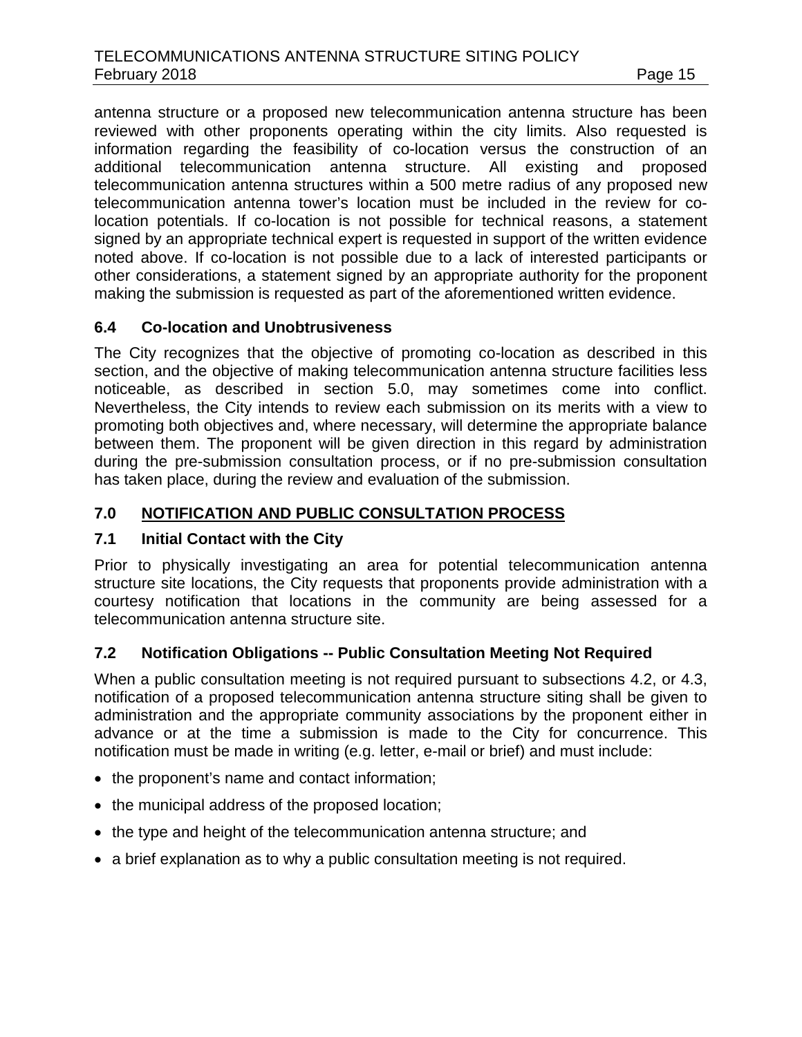antenna structure or a proposed new telecommunication antenna structure has been reviewed with other proponents operating within the city limits. Also requested is information regarding the feasibility of co-location versus the construction of an additional telecommunication antenna structure. All existing and proposed telecommunication antenna structures within a 500 metre radius of any proposed new telecommunication antenna tower's location must be included in the review for co-location potentials. If co-location is not possible for technical reasons, a statement signed by an appropriate technical expert is requested in support of the written evidence noted above. If co-location is not possible due to a lack of interested participants or other considerations, a statement signed by an appropriate authority for the proponent making the submission is requested as part of the aforementioned written evidence.

### 6.4 Co-location and Unobtrusiveness

The City recognizes that the objective of promoting co-location as described in this section, and the objective of making telecommunication antenna structure facilities less noticeable, as described in section 5.0, may sometimes come into conflict. Nevertheless, the City intends to review each submission on its merits with a view to promoting both objectives and, where necessary, will determine the appropriate balance between them. The proponent will be given direction in this regard by administration during the pre-submission consultation process, or if no pre-submission consultation has taken place, during the review and evaluation of the submission.

## 7.0 NOTIFICATION AND PUBLIC CONSULTATION PROCESS

### 7.1 Initial Contact with the City

Prior to physically investigating an area for potential telecommunication antenna structure site locations, the City requests that proponents provide administration with a courtesy notification that locations in the community are being assessed for a telecommunication antenna structure site.

### 7.2 Notification Obligations -- Public Consultation Meeting Not Required

When a public consultation meeting is not required pursuant to subsections 4.2, or 4.3, notification of a proposed telecommunication antenna structure siting shall be given to administration and the appropriate community associations by the proponent either in advance or at the time a submission is made to the City for concurrence. This notification must be made in writing (e.g. letter, e-mail or brief) and must include:

- the proponent's name and contact information;
- the municipal address of the proposed location;
- the type and height of the telecommunication antenna structure; and
- a brief explanation as to why a public consultation meeting is not required.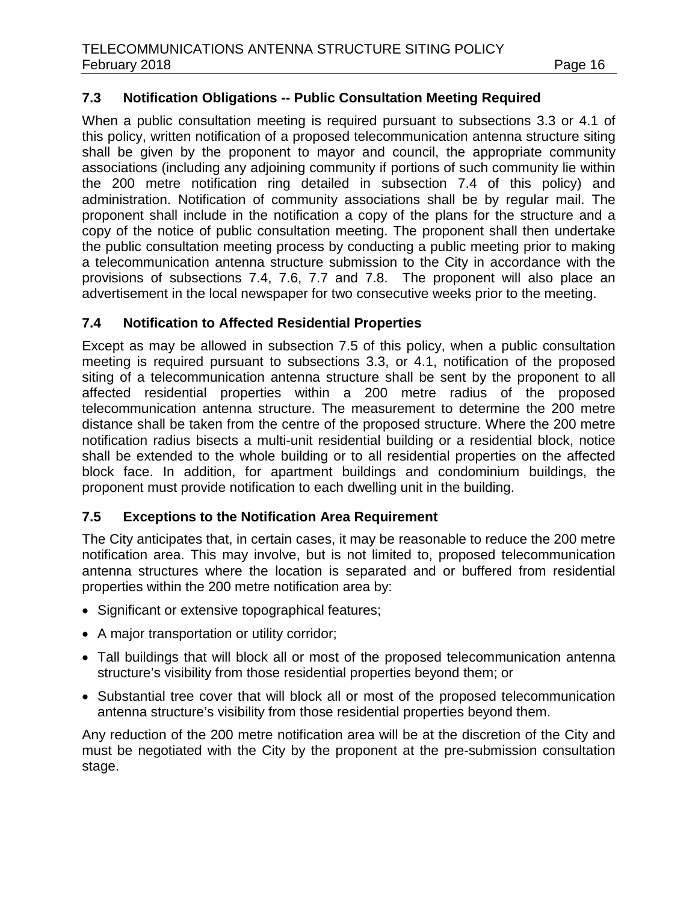### 7.3 Notification Obligations -- Public Consultation Meeting Required

When a public consultation meeting is required pursuant to subsections 3.3 or 4.1 of this policy, written notification of a proposed telecommunication antenna structure siting shall be given by the proponent to mayor and council, the appropriate community associations (including any adjoining community if portions of such community lie within the 200 metre notification ring detailed in subsection 7.4 of this policy) and administration. Notification of community associations shall be by regular mail. The proponent shall include in the notification a copy of the plans for the structure and a copy of the notice of public consultation meeting. The proponent shall then undertake the public consultation meeting process by conducting a public meeting prior to making a telecommunication antenna structure submission to the City in accordance with the provisions of subsections 7.4, 7.6, 7.7 and 7.8. The proponent will also place an advertisement in the local newspaper for two consecutive weeks prior to the meeting.

### 7.4 Notification to Affected Residential Properties

Except as may be allowed in subsection 7.5 of this policy, when a public consultation meeting is required pursuant to subsections 3.3, or 4.1, notification of the proposed siting of a telecommunication antenna structure shall be sent by the proponent to all affected residential properties within a 200 metre radius of the proposed telecommunication antenna structure. The measurement to determine the 200 metre distance shall be taken from the centre of the proposed structure. Where the 200 metre notification radius bisects a multi-unit residential building or a residential block, notice shall be extended to the whole building or to all residential properties on the affected block face. In addition, for apartment buildings and condominium buildings, the proponent must provide notification to each dwelling unit in the building.

### 7.5 Exceptions to the Notification Area Requirement

The City anticipates that, in certain cases, it may be reasonable to reduce the 200 metre notification area. This may involve, but is not limited to, proposed telecommunication antenna structures where the location is separated and or buffered from residential properties within the 200 metre notification area by:

- Significant or extensive topographical features;
- A major transportation or utility corridor;
- Tall buildings that will block all or most of the proposed telecommunication antenna structure's visibility from those residential properties beyond them; or
- Substantial tree cover that will block all or most of the proposed telecommunication antenna structure's visibility from those residential properties beyond them.

Any reduction of the 200 metre notification area will be at the discretion of the City and must be negotiated with the City by the proponent at the pre-submission consultation stage.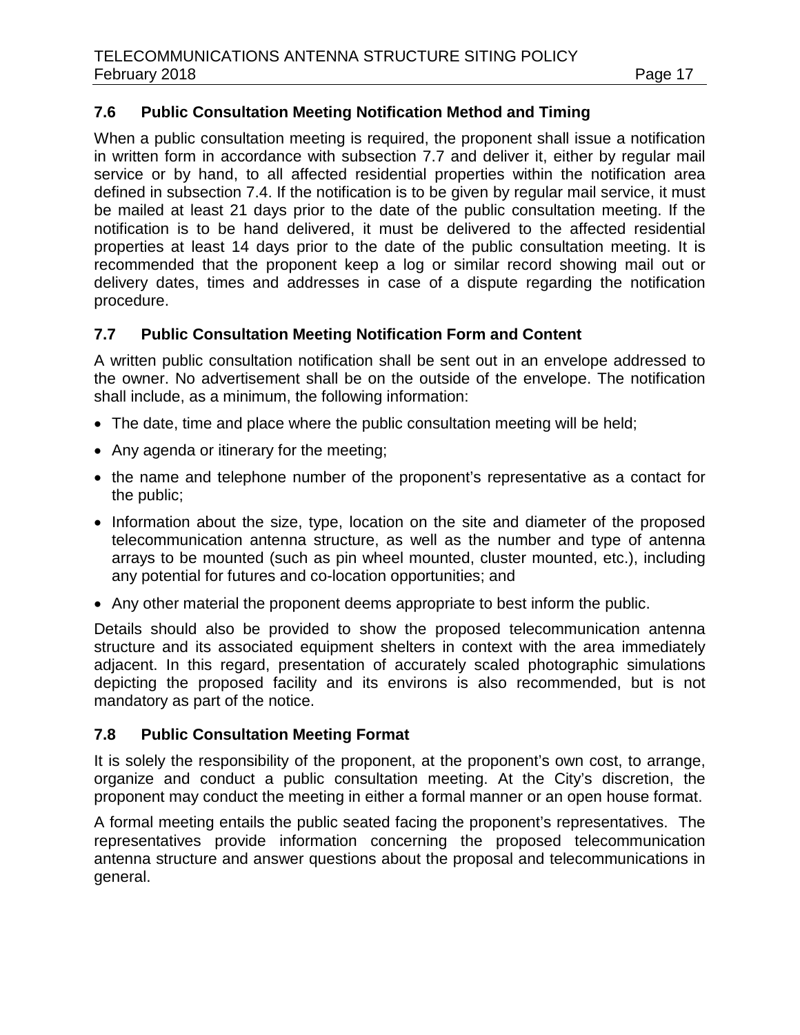## 7.6 Public Consultation Meeting Notification Method and Timing

When a public consultation meeting is required, the proponent shall issue a notification in written form in accordance with subsection 7.7 and deliver it, either by regular mail service or by hand, to all affected residential properties within the notification area defined in subsection 7.4. If the notification is to be given by regular mail service, it must be mailed at least 21 days prior to the date of the public consultation meeting. If the notification is to be hand delivered, it must be delivered to the affected residential properties at least 14 days prior to the date of the public consultation meeting. It is recommended that the proponent keep a log or similar record showing mail out or delivery dates, times and addresses in case of a dispute regarding the notification procedure.

## 7.7 Public Consultation Meeting Notification Form and Content

A written public consultation notification shall be sent out in an envelope addressed to the owner. No advertisement shall be on the outside of the envelope. The notification shall include, as a minimum, the following information:

- The date, time and place where the public consultation meeting will be held;
- Any agenda or itinerary for the meeting;
- the name and telephone number of the proponent's representative as a contact for the public;
- Information about the size, type, location on the site and diameter of the proposed telecommunication antenna structure, as well as the number and type of antenna arrays to be mounted (such as pin wheel mounted, cluster mounted, etc.), including any potential for futures and co-location opportunities; and
- Any other material the proponent deems appropriate to best inform the public.

Details should also be provided to show the proposed telecommunication antenna structure and its associated equipment shelters in context with the area immediately adjacent. In this regard, presentation of accurately scaled photographic simulations depicting the proposed facility and its environs is also recommended, but is not mandatory as part of the notice.

## 7.8 Public Consultation Meeting Format

It is solely the responsibility of the proponent, at the proponent's own cost, to arrange, organize and conduct a public consultation meeting. At the City's discretion, the proponent may conduct the meeting in either a formal manner or an open house format.

A formal meeting entails the public seated facing the proponent's representatives. The representatives provide information concerning the proposed telecommunication antenna structure and answer questions about the proposal and telecommunications in general.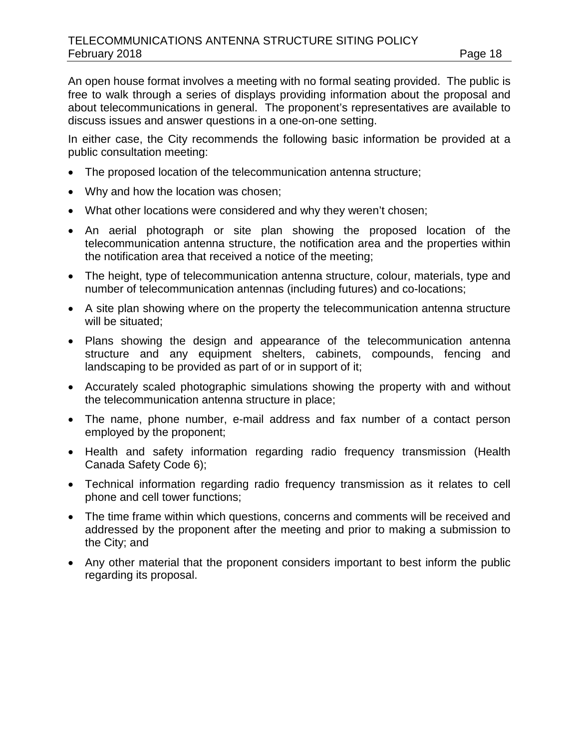An open house format involves a meeting with no formal seating provided. The public is free to walk through a series of displays providing information about the proposal and about telecommunications in general. The proponent's representatives are available to discuss issues and answer questions in a one-on-one setting.

In either case, the City recommends the following basic information be provided at a public consultation meeting:

- The proposed location of the telecommunication antenna structure;
- Why and how the location was chosen;
- What other locations were considered and why they weren't chosen;
- An aerial photograph or site plan showing the proposed location of the telecommunication antenna structure, the notification area and the properties within the notification area that received a notice of the meeting;
- The height, type of telecommunication antenna structure, colour, materials, type and number of telecommunication antennas (including futures) and co-locations;
- A site plan showing where on the property the telecommunication antenna structure will be situated;
- Plans showing the design and appearance of the telecommunication antenna structure and any equipment shelters, cabinets, compounds, fencing and landscaping to be provided as part of or in support of it;
- Accurately scaled photographic simulations showing the property with and without the telecommunication antenna structure in place;
- The name, phone number, e-mail address and fax number of a contact person employed by the proponent;
- Health and safety information regarding radio frequency transmission (Health Canada Safety Code 6);
- Technical information regarding radio frequency transmission as it relates to cell phone and cell tower functions;
- The time frame within which questions, concerns and comments will be received and addressed by the proponent after the meeting and prior to making a submission to the City; and
- Any other material that the proponent considers important to best inform the public regarding its proposal.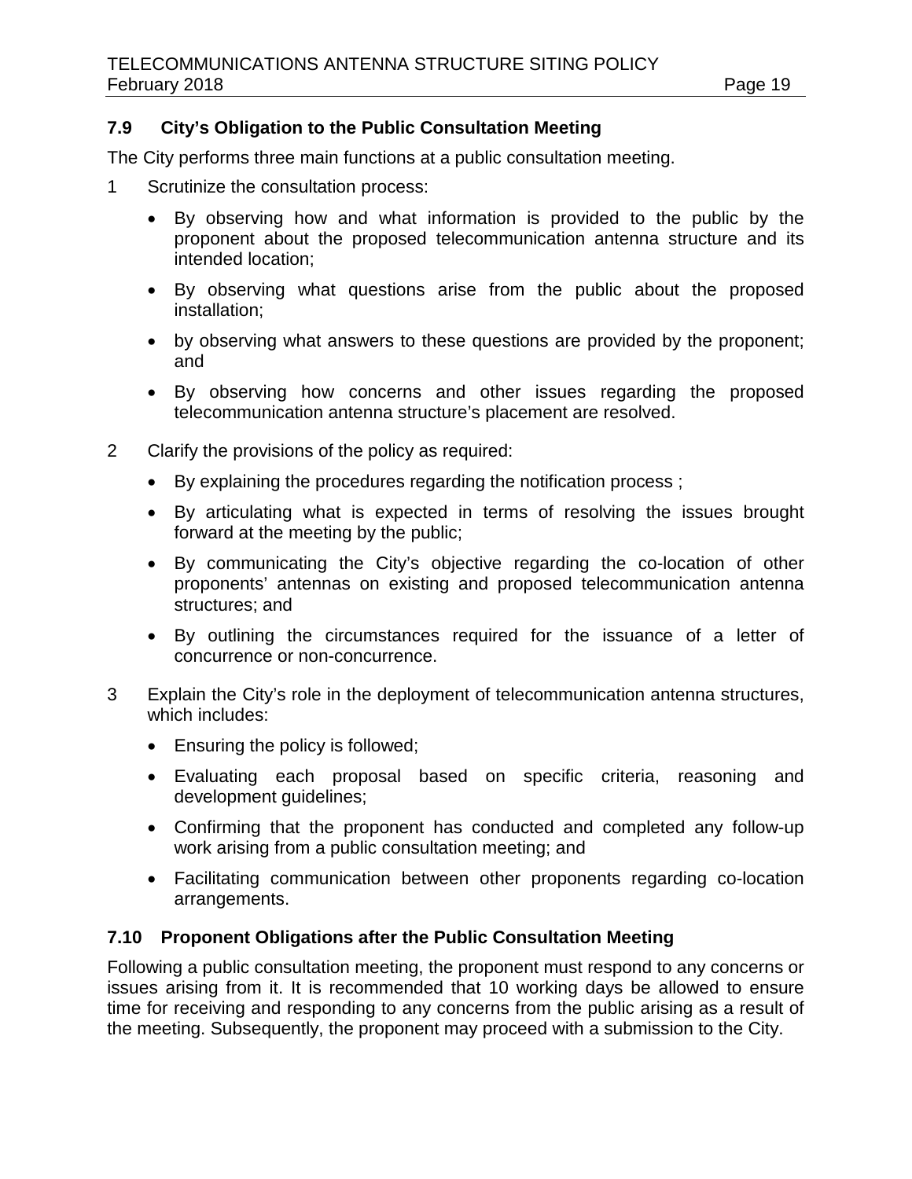### 7.9 City's Obligation to the Public Consultation Meeting

The City performs three main functions at a public consultation meeting.

1. Scrutinize the consultation process:
   - By observing how and what information is provided to the public by the proponent about the proposed telecommunication antenna structure and its intended location;
   - By observing what questions arise from the public about the proposed installation;
   - by observing what answers to these questions are provided by the proponent; and
   - By observing how concerns and other issues regarding the proposed telecommunication antenna structure's placement are resolved.

2. Clarify the provisions of the policy as required:
   - By explaining the procedures regarding the notification process ;
   - By articulating what is expected in terms of resolving the issues brought forward at the meeting by the public;
   - By communicating the City's objective regarding the co-location of other proponents' antennas on existing and proposed telecommunication antenna structures; and
   - By outlining the circumstances required for the issuance of a letter of concurrence or non-concurrence.

3. Explain the City's role in the deployment of telecommunication antenna structures, which includes:
   - Ensuring the policy is followed;
   - Evaluating each proposal based on specific criteria, reasoning and development guidelines;
   - Confirming that the proponent has conducted and completed any follow-up work arising from a public consultation meeting; and
   - Facilitating communication between other proponents regarding co-location arrangements.

### 7.10 Proponent Obligations after the Public Consultation Meeting

Following a public consultation meeting, the proponent must respond to any concerns or issues arising from it. It is recommended that 10 working days be allowed to ensure time for receiving and responding to any concerns from the public arising as a result of the meeting. Subsequently, the proponent may proceed with a submission to the City.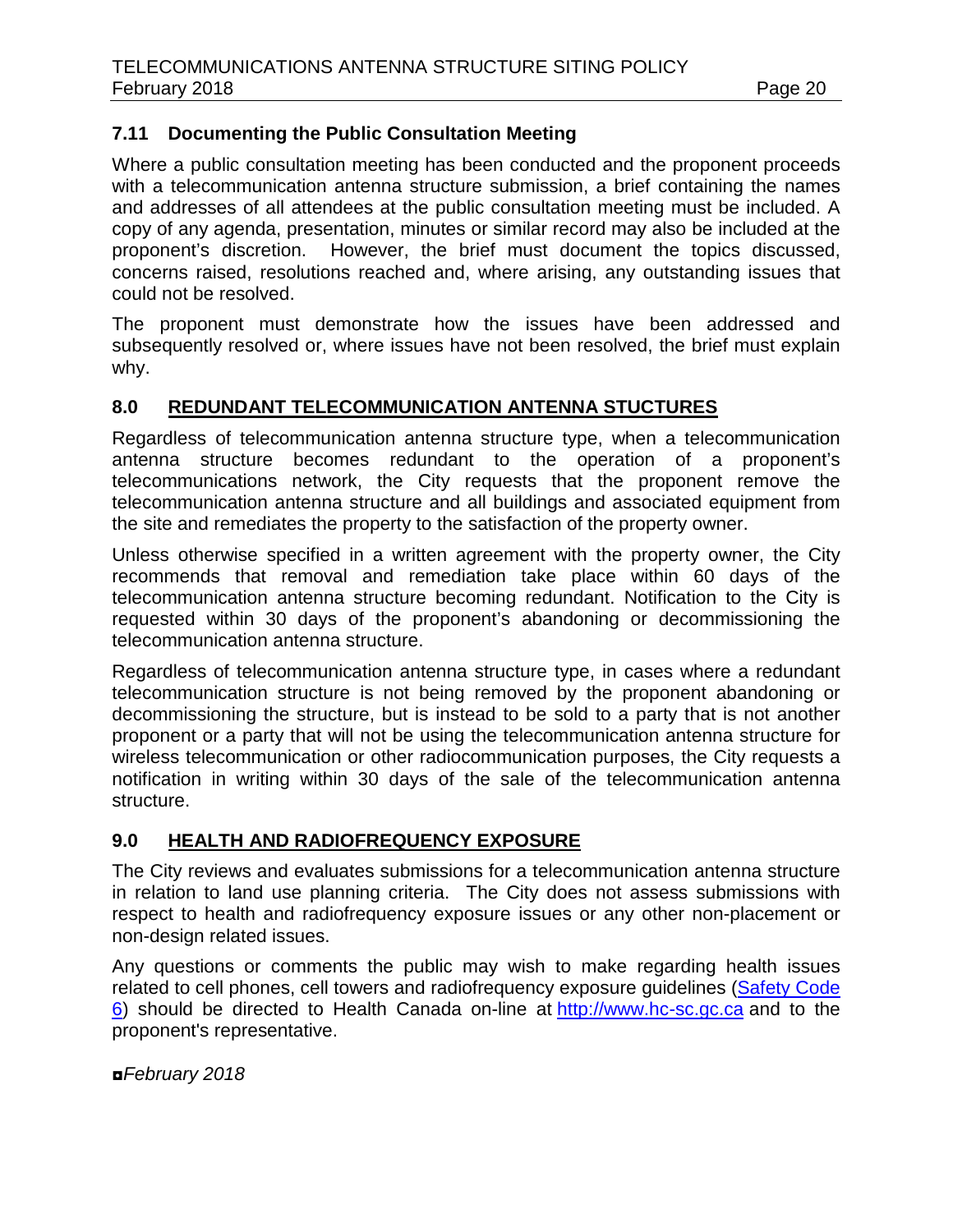### 7.11 Documenting the Public Consultation Meeting

Where a public consultation meeting has been conducted and the proponent proceeds with a telecommunication antenna structure submission, a brief containing the names and addresses of all attendees at the public consultation meeting must be included. A copy of any agenda, presentation, minutes or similar record may also be included at the proponent's discretion. However, the brief must document the topics discussed, concerns raised, resolutions reached and, where arising, any outstanding issues that could not be resolved.

The proponent must demonstrate how the issues have been addressed and subsequently resolved or, where issues have not been resolved, the brief must explain why.

## 8.0 REDUNDANT TELECOMMUNICATION ANTENNA STUCTURES

Regardless of telecommunication antenna structure type, when a telecommunication antenna structure becomes redundant to the operation of a proponent's telecommunications network, the City requests that the proponent remove the telecommunication antenna structure and all buildings and associated equipment from the site and remediates the property to the satisfaction of the property owner.

Unless otherwise specified in a written agreement with the property owner, the City recommends that removal and remediation take place within 60 days of the telecommunication antenna structure becoming redundant. Notification to the City is requested within 30 days of the proponent's abandoning or decommissioning the telecommunication antenna structure.

Regardless of telecommunication antenna structure type, in cases where a redundant telecommunication structure is not being removed by the proponent abandoning or decommissioning the structure, but is instead to be sold to a party that is not another proponent or a party that will not be using the telecommunication antenna structure for wireless telecommunication or other radiocommunication purposes, the City requests a notification in writing within 30 days of the sale of the telecommunication antenna structure.

## 9.0 HEALTH AND RADIOFREQUENCY EXPOSURE

The City reviews and evaluates submissions for a telecommunication antenna structure in relation to land use planning criteria. The City does not assess submissions with respect to health and radiofrequency exposure issues or any other non-placement or non-design related issues.

Any questions or comments the public may wish to make regarding health issues related to cell phones, cell towers and radiofrequency exposure guidelines (Safety Code 6) should be directed to Health Canada on-line at http://www.hc-sc.gc.ca and to the proponent's representative.

◘*February 2018*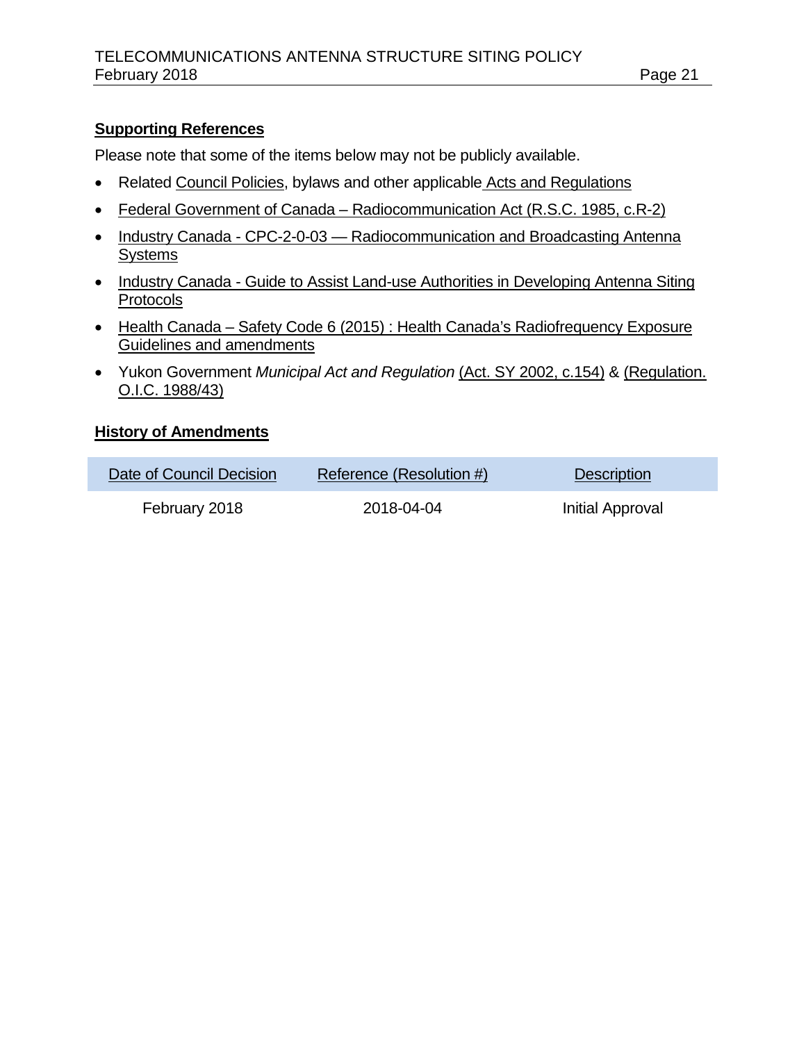## Supporting References

Please note that some of the items below may not be publicly available.

- Related Council Policies, bylaws and other applicable Acts and Regulations
- Federal Government of Canada – Radiocommunication Act (R.S.C. 1985, c.R-2)
- Industry Canada - CPC-2-0-03 — Radiocommunication and Broadcasting Antenna Systems
- Industry Canada - Guide to Assist Land-use Authorities in Developing Antenna Siting Protocols
- Health Canada – Safety Code 6 (2015) : Health Canada's Radiofrequency Exposure Guidelines and amendments
- Yukon Government *Municipal Act and Regulation* (Act. SY 2002, c.154) & (Regulation. O.I.C. 1988/43)

## History of Amendments

| Date of Council Decision | Reference (Resolution #) | Description |
|---|---|---|
| February 2018 | 2018-04-04 | Initial Approval |